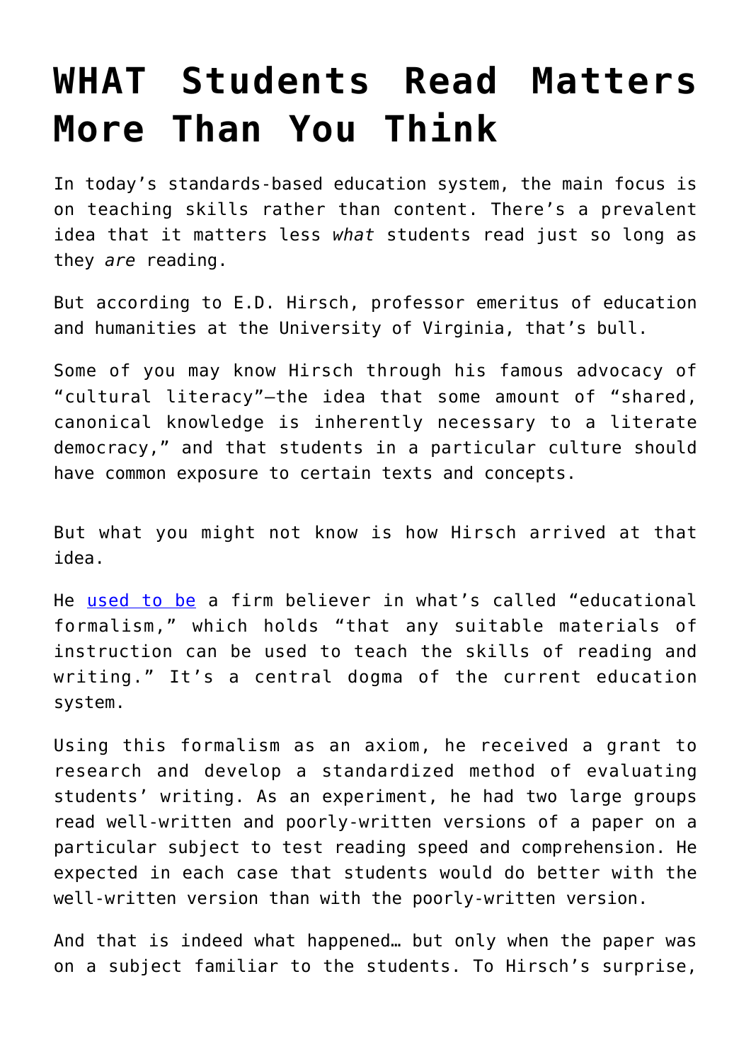# WHAT Students Read Matters More Than You Think

In today's standards-based education system, the main focus is on teaching skills rather than content. There's a prevalent idea that it matters less *what* students read just so long as they *are* reading.

But according to E.D. Hirsch, professor emeritus of education and humanities at the University of Virginia, that's bull.

Some of you may know Hirsch through his famous advocacy of "cultural literacy"—the idea that some amount of "shared, canonical knowledge is inherently necessary to a literate democracy," and that students in a particular culture should have common exposure to certain texts and concepts.

But what you might not know is how Hirsch arrived at that idea.

He used to be a firm believer in what's called "educational formalism," which holds "that any suitable materials of instruction can be used to teach the skills of reading and writing." It's a central dogma of the current education system.

Using this formalism as an axiom, he received a grant to research and develop a standardized method of evaluating students' writing. As an experiment, he had two large groups read well-written and poorly-written versions of a paper on a particular subject to test reading speed and comprehension. He expected in each case that students would do better with the well-written version than with the poorly-written version.

And that is indeed what happened… but only when the paper was on a subject familiar to the students. To Hirsch's surprise,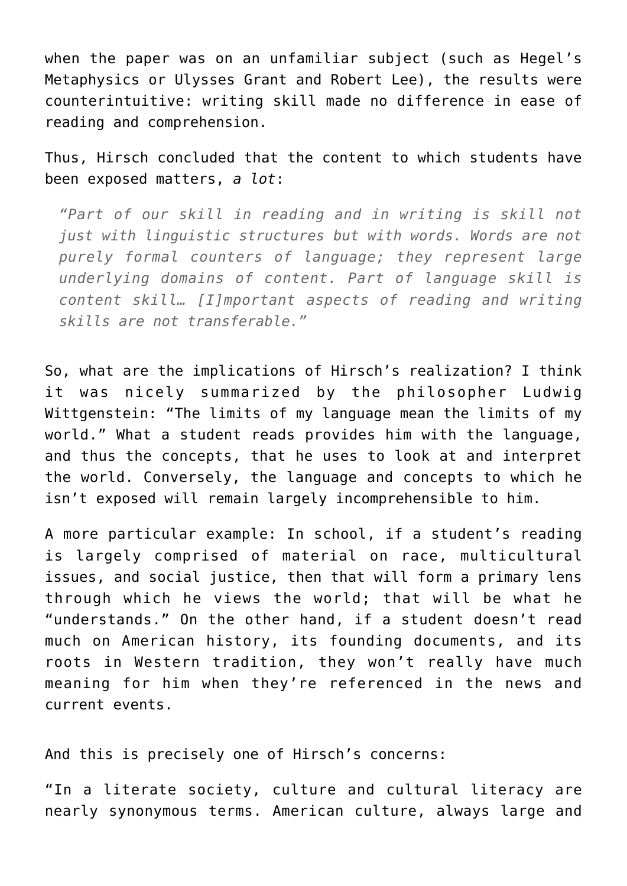when the paper was on an unfamiliar subject (such as Hegel's Metaphysics or Ulysses Grant and Robert Lee), the results were counterintuitive: writing skill made no difference in ease of reading and comprehension.

Thus, Hirsch concluded that the content to which students have been exposed matters, *a lot*:

> *"Part of our skill in reading and in writing is skill not just with linguistic structures but with words. Words are not purely formal counters of language; they represent large underlying domains of content. Part of language skill is content skill… [I]mportant aspects of reading and writing skills are not transferable."*

So, what are the implications of Hirsch's realization? I think it was nicely summarized by the philosopher Ludwig Wittgenstein: "The limits of my language mean the limits of my world." What a student reads provides him with the language, and thus the concepts, that he uses to look at and interpret the world. Conversely, the language and concepts to which he isn't exposed will remain largely incomprehensible to him.

A more particular example: In school, if a student's reading is largely comprised of material on race, multicultural issues, and social justice, then that will form a primary lens through which he views the world; that will be what he "understands." On the other hand, if a student doesn't read much on American history, its founding documents, and its roots in Western tradition, they won't really have much meaning for him when they're referenced in the news and current events.

And this is precisely one of Hirsch's concerns:

"In a literate society, culture and cultural literacy are nearly synonymous terms. American culture, always large and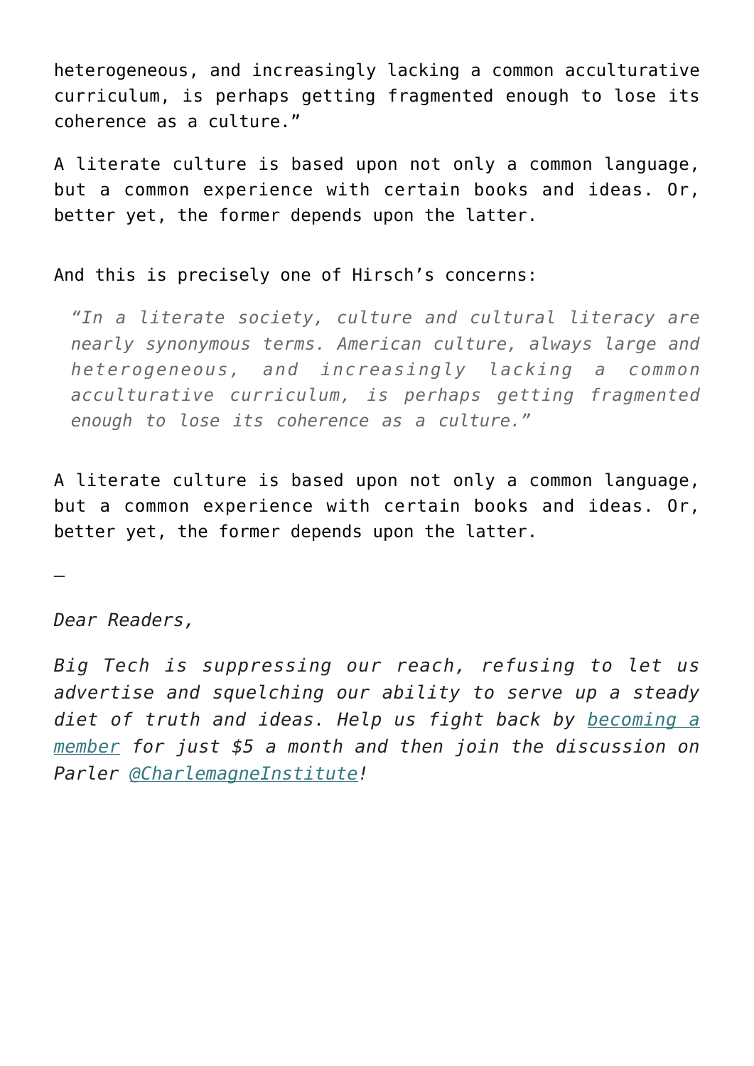heterogeneous, and increasingly lacking a common acculturative curriculum, is perhaps getting fragmented enough to lose its coherence as a culture."

A literate culture is based upon not only a common language, but a common experience with certain books and ideas. Or, better yet, the former depends upon the latter.

And this is precisely one of Hirsch's concerns:

> *"In a literate society, culture and cultural literacy are nearly synonymous terms. American culture, always large and heterogeneous, and increasingly lacking a common acculturative curriculum, is perhaps getting fragmented enough to lose its coherence as a culture."*

A literate culture is based upon not only a common language, but a common experience with certain books and ideas. Or, better yet, the former depends upon the latter.

—

*Dear Readers,*

*Big Tech is suppressing our reach, refusing to let us advertise and squelching our ability to serve up a steady diet of truth and ideas. Help us fight back by becoming a member for just $5 a month and then join the discussion on Parler @CharlemagneInstitute!*